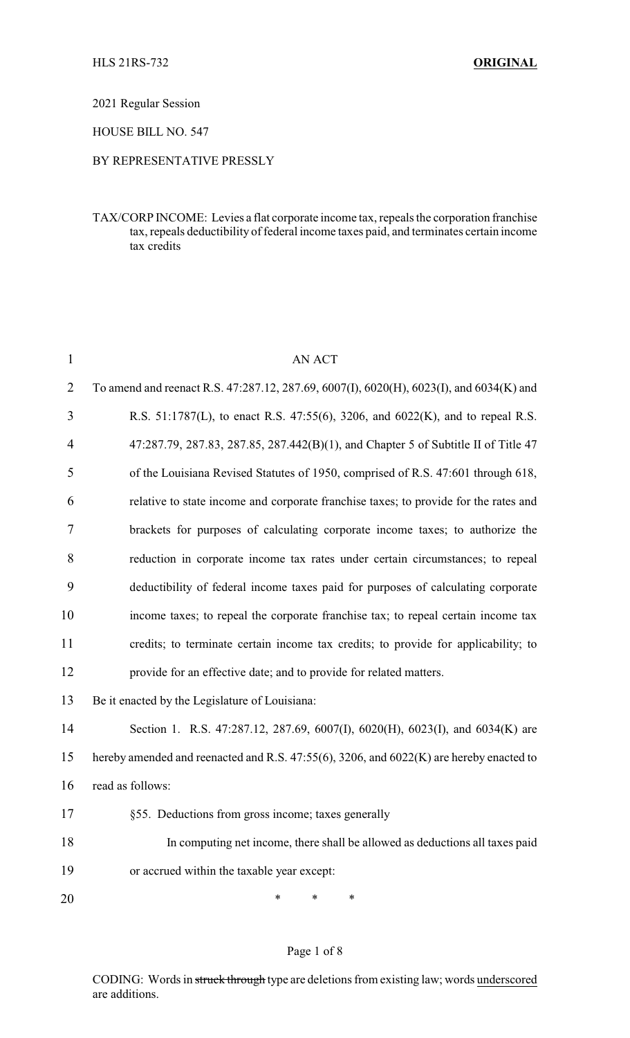HLS 21RS-732 **ORIGINAL**

2021 Regular Session

HOUSE BILL NO. 547

BY REPRESENTATIVE PRESSLY

TAX/CORP INCOME: Levies a flat corporate income tax, repeals the corporation franchise tax, repeals deductibility of federal income taxes paid, and terminates certain income tax credits

AN ACT

To amend and reenact R.S. 47:287.12, 287.69, 6007(I), 6020(H), 6023(I), and 6034(K) and R.S. 51:1787(L), to enact R.S. 47:55(6), 3206, and 6022(K), and to repeal R.S. 47:287.79, 287.83, 287.85, 287.442(B)(1), and Chapter 5 of Subtitle II of Title 47 of the Louisiana Revised Statutes of 1950, comprised of R.S. 47:601 through 618, relative to state income and corporate franchise taxes; to provide for the rates and brackets for purposes of calculating corporate income taxes; to authorize the reduction in corporate income tax rates under certain circumstances; to repeal deductibility of federal income taxes paid for purposes of calculating corporate income taxes; to repeal the corporate franchise tax; to repeal certain income tax credits; to terminate certain income tax credits; to provide for applicability; to provide for an effective date; and to provide for related matters.

Be it enacted by the Legislature of Louisiana:

Section 1. R.S. 47:287.12, 287.69, 6007(I), 6020(H), 6023(I), and 6034(K) are hereby amended and reenacted and R.S. 47:55(6), 3206, and 6022(K) are hereby enacted to read as follows:

§55. Deductions from gross income; taxes generally

In computing net income, there shall be allowed as deductions all taxes paid or accrued within the taxable year except:

\* \* \*

CODING: Words in ~~struck through~~ type are deletions from existing law; words underscored are additions.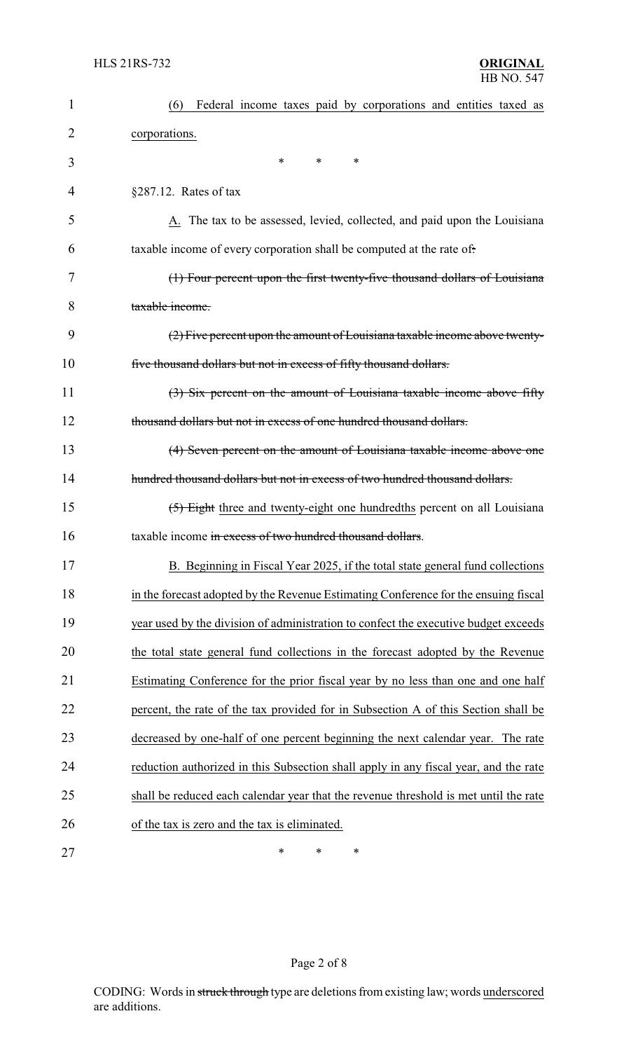(6) Federal income taxes paid by corporations and entities taxed as corporations.

\* \* \*

§287.12. Rates of tax

A. The tax to be assessed, levied, collected, and paid upon the Louisiana taxable income of every corporation shall be computed at the rate of:

~~(1) Four percent upon the first twenty-five thousand dollars of Louisiana taxable income.~~

~~(2) Five percent upon the amount of Louisiana taxable income above twenty-five thousand dollars but not in excess of fifty thousand dollars.~~

~~(3) Six percent on the amount of Louisiana taxable income above fifty thousand dollars but not in excess of one hundred thousand dollars.~~

~~(4) Seven percent on the amount of Louisiana taxable income above one hundred thousand dollars but not in excess of two hundred thousand dollars.~~

~~(5) Eight~~ three and twenty-eight one hundredths percent on all Louisiana taxable income ~~in excess of two hundred thousand dollars~~.

B. Beginning in Fiscal Year 2025, if the total state general fund collections in the forecast adopted by the Revenue Estimating Conference for the ensuing fiscal year used by the division of administration to confect the executive budget exceeds the total state general fund collections in the forecast adopted by the Revenue Estimating Conference for the prior fiscal year by no less than one and one half percent, the rate of the tax provided for in Subsection A of this Section shall be decreased by one-half of one percent beginning the next calendar year. The rate reduction authorized in this Subsection shall apply in any fiscal year, and the rate shall be reduced each calendar year that the revenue threshold is met until the rate of the tax is zero and the tax is eliminated.

\* \* \*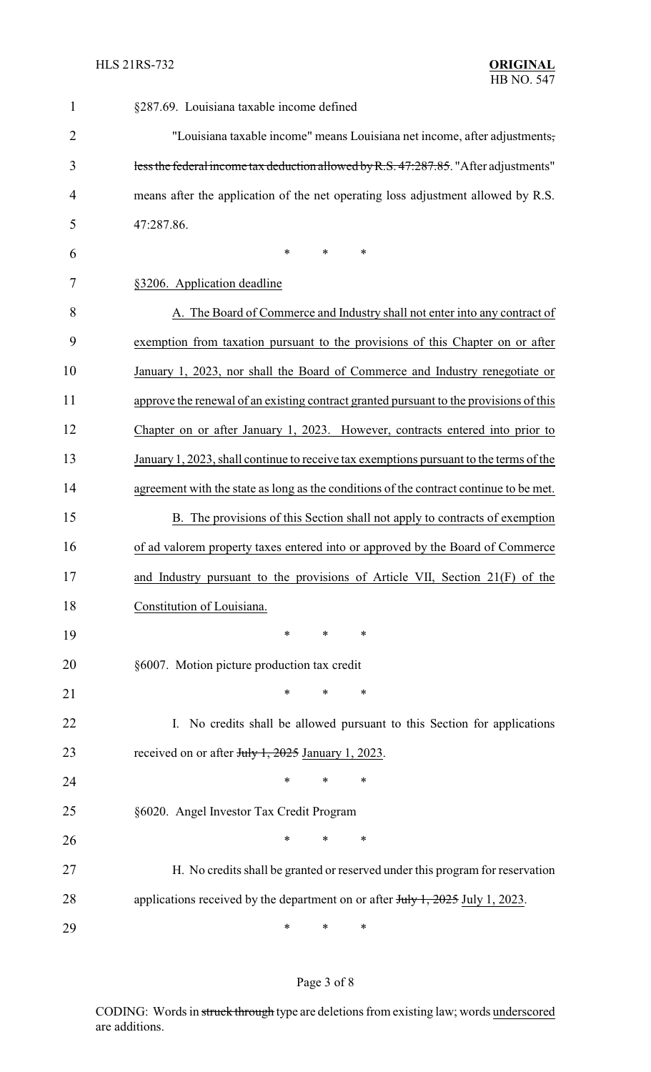§287.69. Louisiana taxable income defined

"Louisiana taxable income" means Louisiana net income, after adjustments, ~~less the federal income tax deduction allowed by R.S. 47:287.85~~. "After adjustments" means after the application of the net operating loss adjustment allowed by R.S. 47:287.86.

\* \* \*

§3206. Application deadline

A. The Board of Commerce and Industry shall not enter into any contract of exemption from taxation pursuant to the provisions of this Chapter on or after January 1, 2023, nor shall the Board of Commerce and Industry renegotiate or approve the renewal of an existing contract granted pursuant to the provisions of this Chapter on or after January 1, 2023. However, contracts entered into prior to January 1, 2023, shall continue to receive tax exemptions pursuant to the terms of the agreement with the state as long as the conditions of the contract continue to be met.

B. The provisions of this Section shall not apply to contracts of exemption of ad valorem property taxes entered into or approved by the Board of Commerce and Industry pursuant to the provisions of Article VII, Section 21(F) of the Constitution of Louisiana.

\* \* \*

§6007. Motion picture production tax credit

\* \* \*

I. No credits shall be allowed pursuant to this Section for applications received on or after ~~July 1, 2025~~ January 1, 2023.

\* \* \*

§6020. Angel Investor Tax Credit Program

\* \* \*

H. No credits shall be granted or reserved under this program for reservation applications received by the department on or after ~~July 1, 2025~~ July 1, 2023.

\* \* \*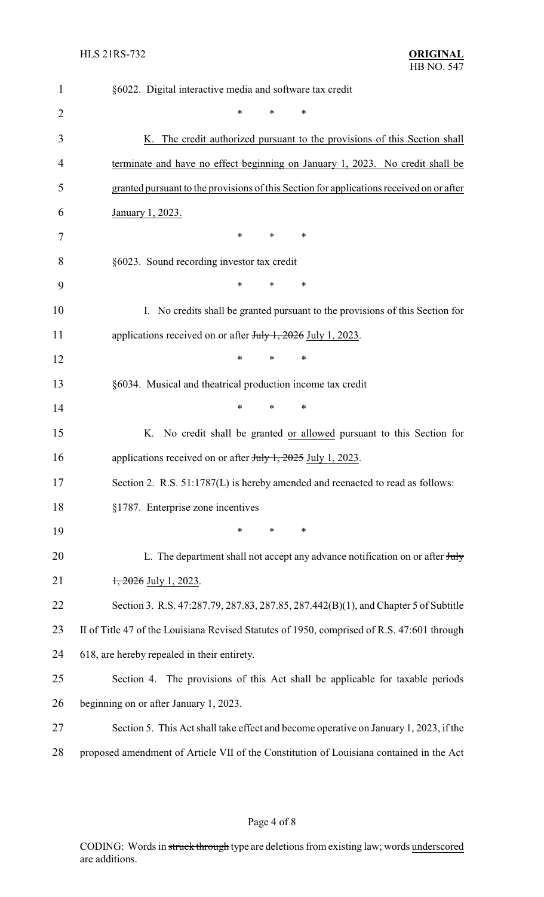§6022. Digital interactive media and software tax credit

\* \* \*

K. The credit authorized pursuant to the provisions of this Section shall terminate and have no effect beginning on January 1, 2023. No credit shall be granted pursuant to the provisions of this Section for applications received on or after January 1, 2023.

\* \* \*

§6023. Sound recording investor tax credit

\* \* \*

I. No credits shall be granted pursuant to the provisions of this Section for applications received on or after ~~July 1, 2026~~ July 1, 2023.

\* \* \*

§6034. Musical and theatrical production income tax credit

\* \* \*

K. No credit shall be granted or allowed pursuant to this Section for applications received on or after ~~July 1, 2025~~ July 1, 2023.

Section 2. R.S. 51:1787(L) is hereby amended and reenacted to read as follows:

§1787. Enterprise zone incentives

\* \* \*

L. The department shall not accept any advance notification on or after ~~July 1, 2026~~ July 1, 2023.

Section 3. R.S. 47:287.79, 287.83, 287.85, 287.442(B)(1), and Chapter 5 of Subtitle II of Title 47 of the Louisiana Revised Statutes of 1950, comprised of R.S. 47:601 through 618, are hereby repealed in their entirety.

Section 4. The provisions of this Act shall be applicable for taxable periods beginning on or after January 1, 2023.

Section 5. This Act shall take effect and become operative on January 1, 2023, if the proposed amendment of Article VII of the Constitution of Louisiana contained in the Act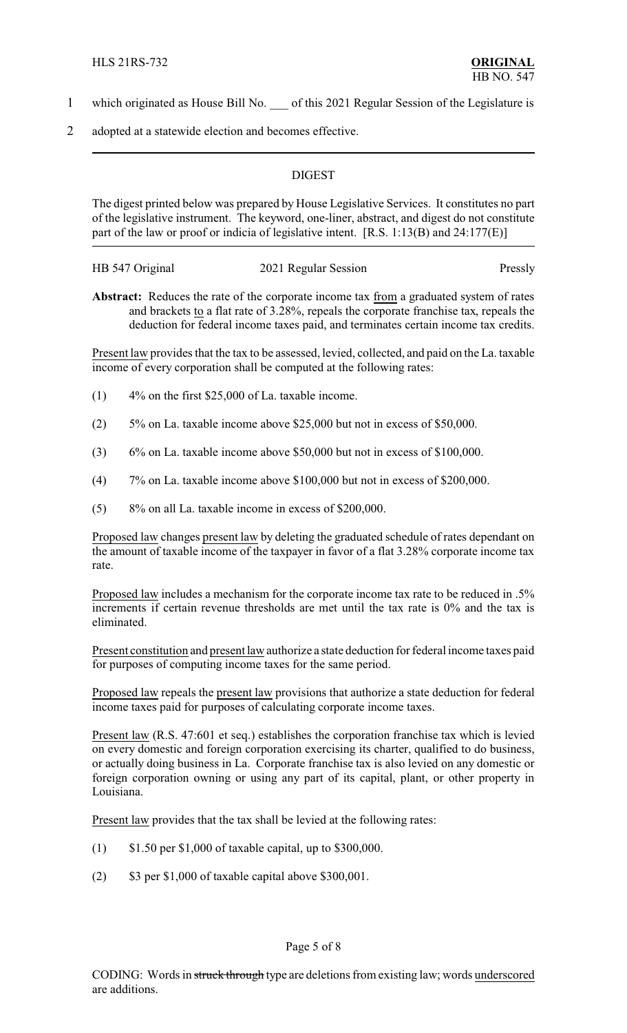1 which originated as House Bill No. ___ of this 2021 Regular Session of the Legislature is

2 adopted at a statewide election and becomes effective.

## DIGEST

The digest printed below was prepared by House Legislative Services. It constitutes no part of the legislative instrument. The keyword, one-liner, abstract, and digest do not constitute part of the law or proof or indicia of legislative intent. [R.S. 1:13(B) and 24:177(E)]

HB 547 Original — 2021 Regular Session — Pressly

**Abstract:** Reduces the rate of the corporate income tax from a graduated system of rates and brackets to a flat rate of 3.28%, repeals the corporate franchise tax, repeals the deduction for federal income taxes paid, and terminates certain income tax credits.

Present law provides that the tax to be assessed, levied, collected, and paid on the La. taxable income of every corporation shall be computed at the following rates:

(1) 4% on the first $25,000 of La. taxable income.

(2) 5% on La. taxable income above $25,000 but not in excess of $50,000.

(3) 6% on La. taxable income above $50,000 but not in excess of $100,000.

(4) 7% on La. taxable income above $100,000 but not in excess of $200,000.

(5) 8% on all La. taxable income in excess of $200,000.

Proposed law changes present law by deleting the graduated schedule of rates dependant on the amount of taxable income of the taxpayer in favor of a flat 3.28% corporate income tax rate.

Proposed law includes a mechanism for the corporate income tax rate to be reduced in .5% increments if certain revenue thresholds are met until the tax rate is 0% and the tax is eliminated.

Present constitution and present law authorize a state deduction for federal income taxes paid for purposes of computing income taxes for the same period.

Proposed law repeals the present law provisions that authorize a state deduction for federal income taxes paid for purposes of calculating corporate income taxes.

Present law (R.S. 47:601 et seq.) establishes the corporation franchise tax which is levied on every domestic and foreign corporation exercising its charter, qualified to do business, or actually doing business in La. Corporate franchise tax is also levied on any domestic or foreign corporation owning or using any part of its capital, plant, or other property in Louisiana.

Present law provides that the tax shall be levied at the following rates:

(1) $1.50 per $1,000 of taxable capital, up to $300,000.

(2) $3 per $1,000 of taxable capital above $300,001.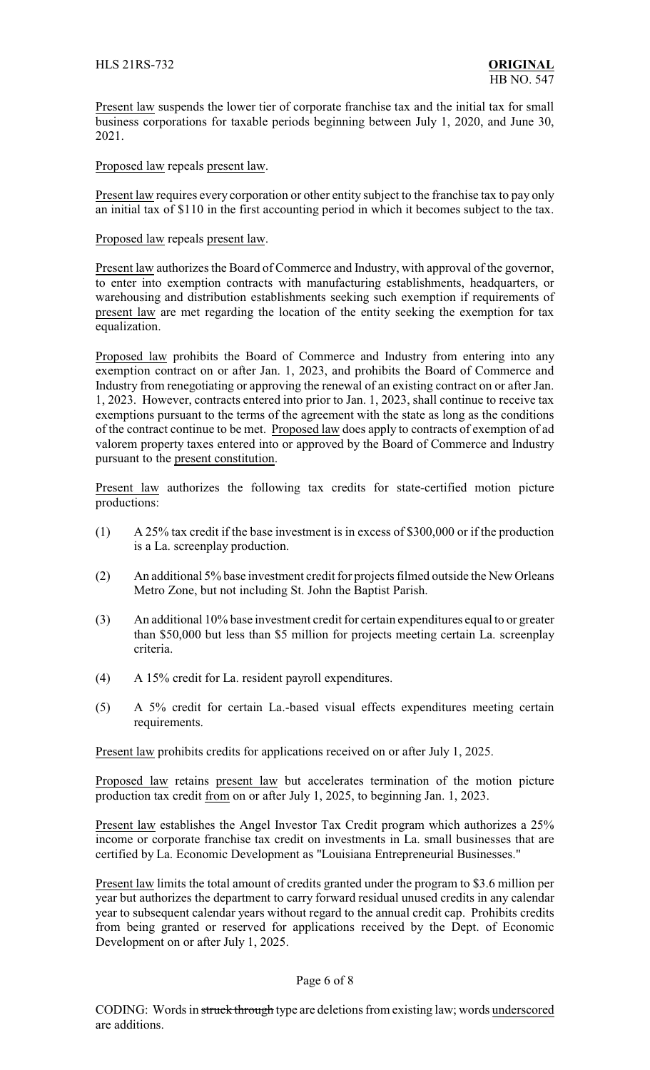Present law suspends the lower tier of corporate franchise tax and the initial tax for small business corporations for taxable periods beginning between July 1, 2020, and June 30, 2021.

Proposed law repeals present law.

Present law requires every corporation or other entity subject to the franchise tax to pay only an initial tax of $110 in the first accounting period in which it becomes subject to the tax.

Proposed law repeals present law.

Present law authorizes the Board of Commerce and Industry, with approval of the governor, to enter into exemption contracts with manufacturing establishments, headquarters, or warehousing and distribution establishments seeking such exemption if requirements of present law are met regarding the location of the entity seeking the exemption for tax equalization.

Proposed law prohibits the Board of Commerce and Industry from entering into any exemption contract on or after Jan. 1, 2023, and prohibits the Board of Commerce and Industry from renegotiating or approving the renewal of an existing contract on or after Jan. 1, 2023. However, contracts entered into prior to Jan. 1, 2023, shall continue to receive tax exemptions pursuant to the terms of the agreement with the state as long as the conditions of the contract continue to be met. Proposed law does apply to contracts of exemption of ad valorem property taxes entered into or approved by the Board of Commerce and Industry pursuant to the present constitution.

Present law authorizes the following tax credits for state-certified motion picture productions:

(1) A 25% tax credit if the base investment is in excess of $300,000 or if the production is a La. screenplay production.

(2) An additional 5% base investment credit for projects filmed outside the New Orleans Metro Zone, but not including St. John the Baptist Parish.

(3) An additional 10% base investment credit for certain expenditures equal to or greater than $50,000 but less than $5 million for projects meeting certain La. screenplay criteria.

(4) A 15% credit for La. resident payroll expenditures.

(5) A 5% credit for certain La.-based visual effects expenditures meeting certain requirements.

Present law prohibits credits for applications received on or after July 1, 2025.

Proposed law retains present law but accelerates termination of the motion picture production tax credit from on or after July 1, 2025, to beginning Jan. 1, 2023.

Present law establishes the Angel Investor Tax Credit program which authorizes a 25% income or corporate franchise tax credit on investments in La. small businesses that are certified by La. Economic Development as "Louisiana Entrepreneurial Businesses."

Present law limits the total amount of credits granted under the program to $3.6 million per year but authorizes the department to carry forward residual unused credits in any calendar year to subsequent calendar years without regard to the annual credit cap. Prohibits credits from being granted or reserved for applications received by the Dept. of Economic Development on or after July 1, 2025.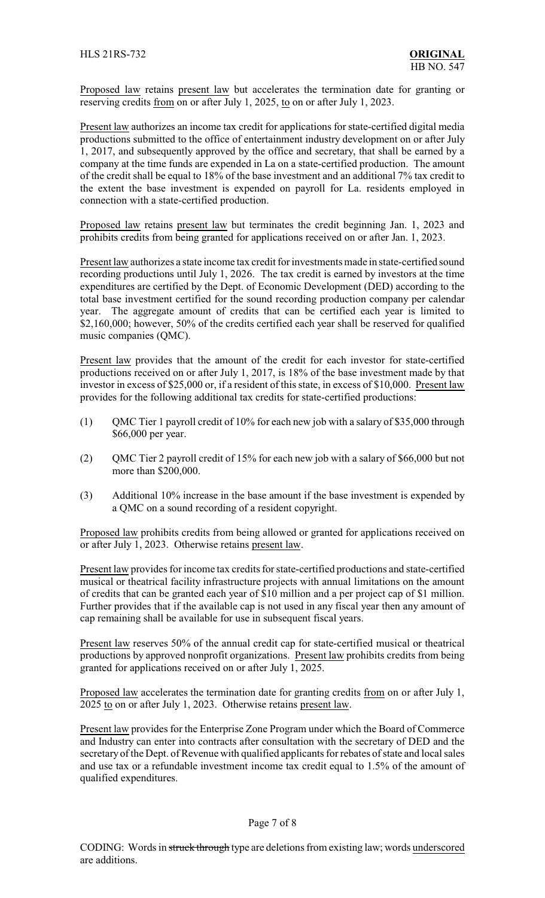Proposed law retains present law but accelerates the termination date for granting or reserving credits from on or after July 1, 2025, to on or after July 1, 2023.

Present law authorizes an income tax credit for applications for state-certified digital media productions submitted to the office of entertainment industry development on or after July 1, 2017, and subsequently approved by the office and secretary, that shall be earned by a company at the time funds are expended in La on a state-certified production. The amount of the credit shall be equal to 18% of the base investment and an additional 7% tax credit to the extent the base investment is expended on payroll for La. residents employed in connection with a state-certified production.

Proposed law retains present law but terminates the credit beginning Jan. 1, 2023 and prohibits credits from being granted for applications received on or after Jan. 1, 2023.

Present law authorizes a state income tax credit for investments made in state-certified sound recording productions until July 1, 2026. The tax credit is earned by investors at the time expenditures are certified by the Dept. of Economic Development (DED) according to the total base investment certified for the sound recording production company per calendar year. The aggregate amount of credits that can be certified each year is limited to \$2,160,000; however, 50% of the credits certified each year shall be reserved for qualified music companies (QMC).

Present law provides that the amount of the credit for each investor for state-certified productions received on or after July 1, 2017, is 18% of the base investment made by that investor in excess of \$25,000 or, if a resident of this state, in excess of \$10,000. Present law provides for the following additional tax credits for state-certified productions:

(1) QMC Tier 1 payroll credit of 10% for each new job with a salary of \$35,000 through \$66,000 per year.

(2) QMC Tier 2 payroll credit of 15% for each new job with a salary of \$66,000 but not more than \$200,000.

(3) Additional 10% increase in the base amount if the base investment is expended by a QMC on a sound recording of a resident copyright.

Proposed law prohibits credits from being allowed or granted for applications received on or after July 1, 2023. Otherwise retains present law.

Present law provides for income tax credits for state-certified productions and state-certified musical or theatrical facility infrastructure projects with annual limitations on the amount of credits that can be granted each year of \$10 million and a per project cap of \$1 million. Further provides that if the available cap is not used in any fiscal year then any amount of cap remaining shall be available for use in subsequent fiscal years.

Present law reserves 50% of the annual credit cap for state-certified musical or theatrical productions by approved nonprofit organizations. Present law prohibits credits from being granted for applications received on or after July 1, 2025.

Proposed law accelerates the termination date for granting credits from on or after July 1, 2025 to on or after July 1, 2023. Otherwise retains present law.

Present law provides for the Enterprise Zone Program under which the Board of Commerce and Industry can enter into contracts after consultation with the secretary of DED and the secretary of the Dept. of Revenue with qualified applicants for rebates of state and local sales and use tax or a refundable investment income tax credit equal to 1.5% of the amount of qualified expenditures.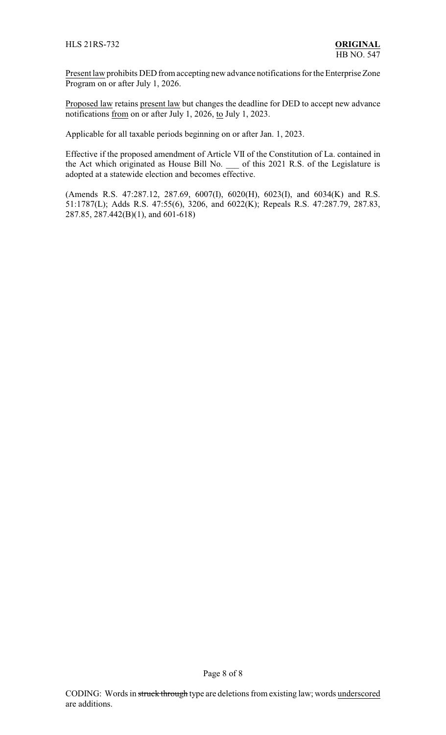<u>Present law</u> prohibits DED from accepting new advance notifications for the Enterprise Zone Program on or after July 1, 2026.

<u>Proposed law</u> retains <u>present law</u> but changes the deadline for DED to accept new advance notifications <u>from</u> on or after July 1, 2026, <u>to</u> July 1, 2023.

Applicable for all taxable periods beginning on or after Jan. 1, 2023.

Effective if the proposed amendment of Article VII of the Constitution of La. contained in the Act which originated as House Bill No. ___ of this 2021 R.S. of the Legislature is adopted at a statewide election and becomes effective.

(Amends R.S. 47:287.12, 287.69, 6007(I), 6020(H), 6023(I), and 6034(K) and R.S. 51:1787(L); Adds R.S. 47:55(6), 3206, and 6022(K); Repeals R.S. 47:287.79, 287.83, 287.85, 287.442(B)(1), and 601-618)